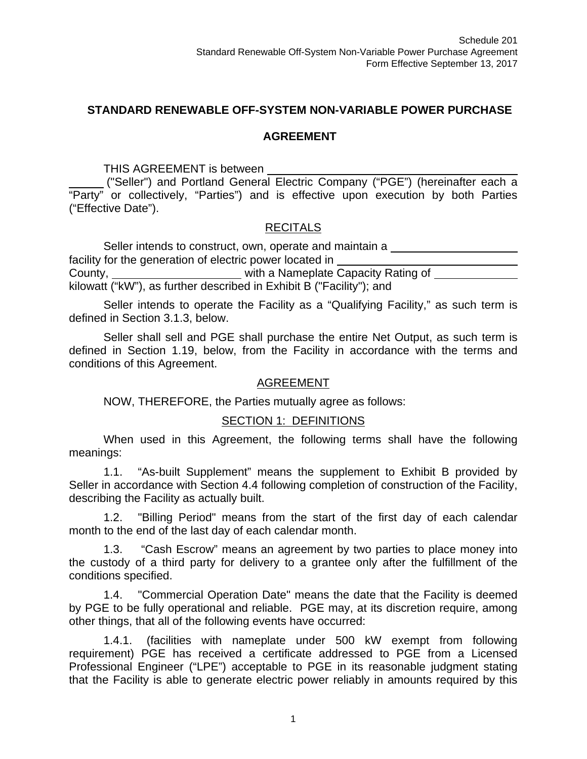Schedule 201
Standard Renewable Off-System Non-Variable Power Purchase Agreement
Form Effective September 13, 2017

# STANDARD RENEWABLE OFF-SYSTEM NON-VARIABLE POWER PURCHASE AGREEMENT

THIS AGREEMENT is between \_\_\_\_\_\_\_\_\_\_\_\_\_\_\_\_\_\_\_\_\_\_\_\_\_\_\_\_\_\_\_\_\_\_\_\_\_\_\_\_ ("Seller") and Portland General Electric Company ("PGE") (hereinafter each a "Party" or collectively, "Parties") and is effective upon execution by both Parties ("Effective Date").

## RECITALS

Seller intends to construct, own, operate and maintain a \_\_\_\_\_\_\_\_\_\_\_\_\_\_\_\_\_\_\_\_ facility for the generation of electric power located in \_\_\_\_\_\_\_\_\_\_\_\_\_\_\_\_\_\_\_\_\_\_\_\_ County, \_\_\_\_\_\_\_\_\_\_\_\_\_\_\_\_\_\_\_\_ with a Nameplate Capacity Rating of \_\_\_\_\_\_\_\_\_\_\_\_ kilowatt ("kW"), as further described in Exhibit B ("Facility"); and

Seller intends to operate the Facility as a "Qualifying Facility," as such term is defined in Section 3.1.3, below.

Seller shall sell and PGE shall purchase the entire Net Output, as such term is defined in Section 1.19, below, from the Facility in accordance with the terms and conditions of this Agreement.

## AGREEMENT

NOW, THEREFORE, the Parties mutually agree as follows:

## SECTION 1: DEFINITIONS

When used in this Agreement, the following terms shall have the following meanings:

1.1. "As-built Supplement" means the supplement to Exhibit B provided by Seller in accordance with Section 4.4 following completion of construction of the Facility, describing the Facility as actually built.

1.2. "Billing Period" means from the start of the first day of each calendar month to the end of the last day of each calendar month.

1.3. "Cash Escrow" means an agreement by two parties to place money into the custody of a third party for delivery to a grantee only after the fulfillment of the conditions specified.

1.4. "Commercial Operation Date" means the date that the Facility is deemed by PGE to be fully operational and reliable. PGE may, at its discretion require, among other things, that all of the following events have occurred:

1.4.1. (facilities with nameplate under 500 kW exempt from following requirement) PGE has received a certificate addressed to PGE from a Licensed Professional Engineer ("LPE") acceptable to PGE in its reasonable judgment stating that the Facility is able to generate electric power reliably in amounts required by this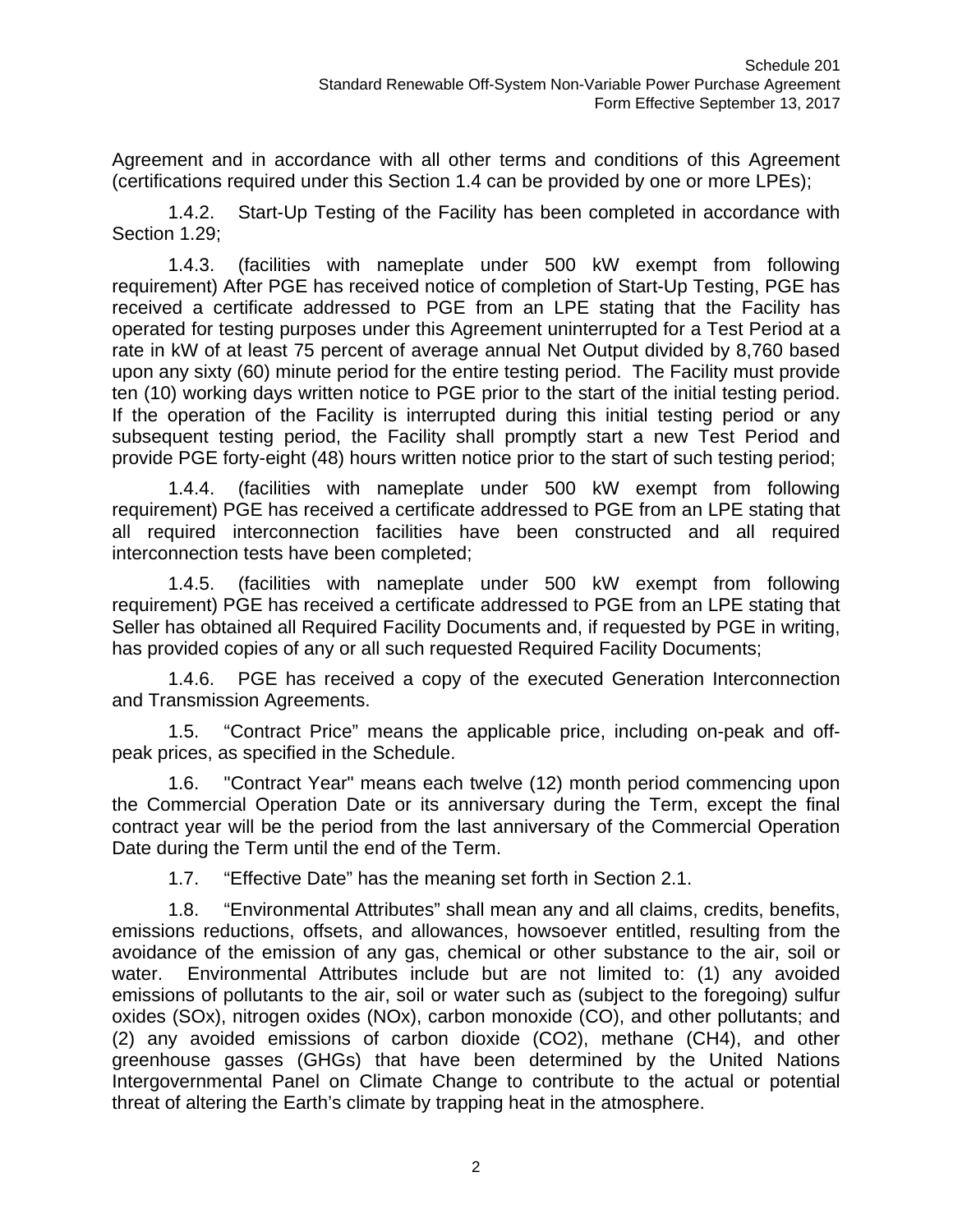Agreement and in accordance with all other terms and conditions of this Agreement (certifications required under this Section 1.4 can be provided by one or more LPEs);

1.4.2. Start-Up Testing of the Facility has been completed in accordance with Section 1.29;

1.4.3. (facilities with nameplate under 500 kW exempt from following requirement) After PGE has received notice of completion of Start-Up Testing, PGE has received a certificate addressed to PGE from an LPE stating that the Facility has operated for testing purposes under this Agreement uninterrupted for a Test Period at a rate in kW of at least 75 percent of average annual Net Output divided by 8,760 based upon any sixty (60) minute period for the entire testing period. The Facility must provide ten (10) working days written notice to PGE prior to the start of the initial testing period. If the operation of the Facility is interrupted during this initial testing period or any subsequent testing period, the Facility shall promptly start a new Test Period and provide PGE forty-eight (48) hours written notice prior to the start of such testing period;

1.4.4. (facilities with nameplate under 500 kW exempt from following requirement) PGE has received a certificate addressed to PGE from an LPE stating that all required interconnection facilities have been constructed and all required interconnection tests have been completed;

1.4.5. (facilities with nameplate under 500 kW exempt from following requirement) PGE has received a certificate addressed to PGE from an LPE stating that Seller has obtained all Required Facility Documents and, if requested by PGE in writing, has provided copies of any or all such requested Required Facility Documents;

1.4.6. PGE has received a copy of the executed Generation Interconnection and Transmission Agreements.

1.5. "Contract Price" means the applicable price, including on-peak and off-peak prices, as specified in the Schedule.

1.6. "Contract Year" means each twelve (12) month period commencing upon the Commercial Operation Date or its anniversary during the Term, except the final contract year will be the period from the last anniversary of the Commercial Operation Date during the Term until the end of the Term.

1.7. "Effective Date" has the meaning set forth in Section 2.1.

1.8. "Environmental Attributes" shall mean any and all claims, credits, benefits, emissions reductions, offsets, and allowances, howsoever entitled, resulting from the avoidance of the emission of any gas, chemical or other substance to the air, soil or water. Environmental Attributes include but are not limited to: (1) any avoided emissions of pollutants to the air, soil or water such as (subject to the foregoing) sulfur oxides (SOx), nitrogen oxides (NOx), carbon monoxide (CO), and other pollutants; and (2) any avoided emissions of carbon dioxide ($CO_2$), methane ($CH_4$), and other greenhouse gasses (GHGs) that have been determined by the United Nations Intergovernmental Panel on Climate Change to contribute to the actual or potential threat of altering the Earth's climate by trapping heat in the atmosphere.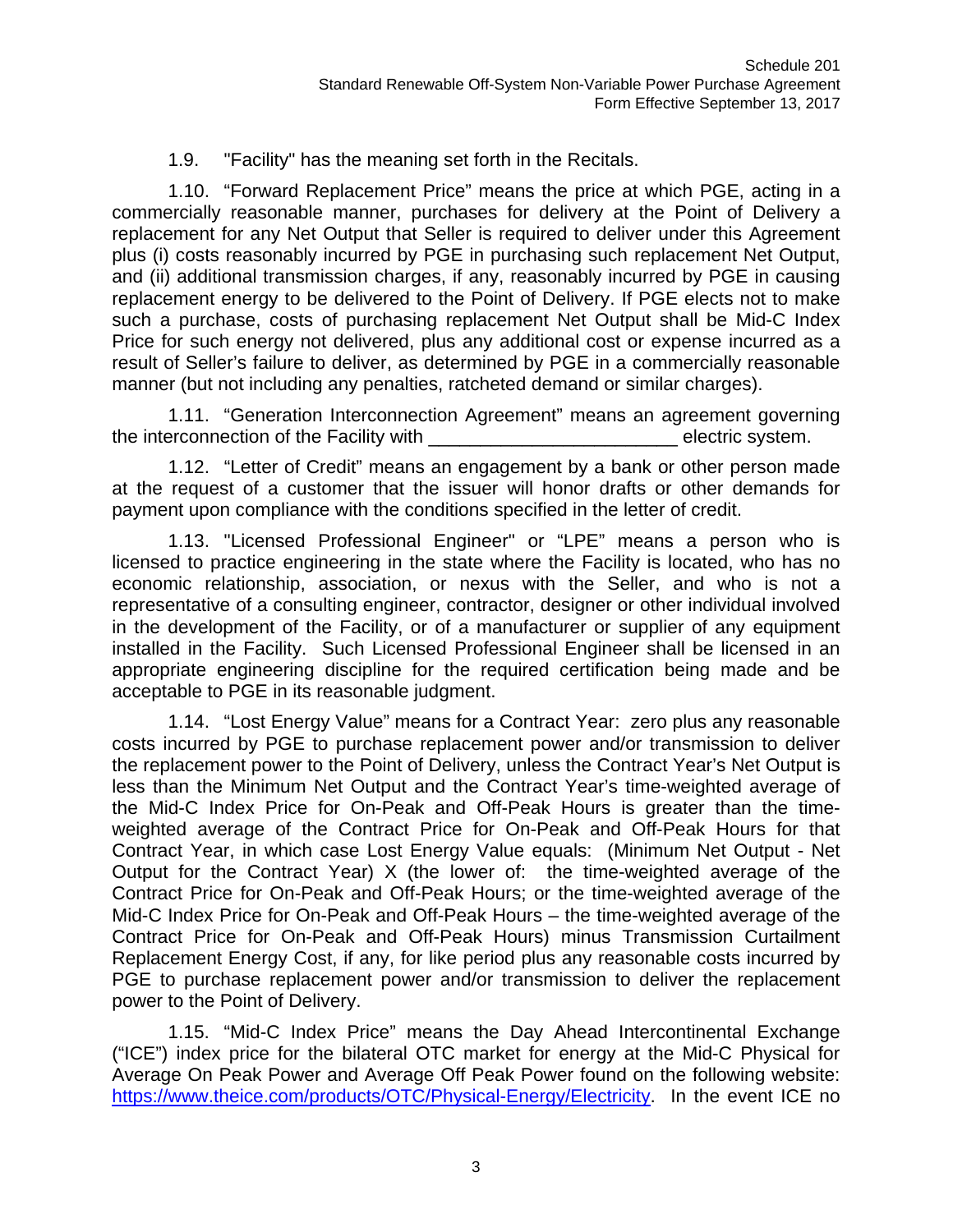1.9. "Facility" has the meaning set forth in the Recitals.

1.10. "Forward Replacement Price" means the price at which PGE, acting in a commercially reasonable manner, purchases for delivery at the Point of Delivery a replacement for any Net Output that Seller is required to deliver under this Agreement plus (i) costs reasonably incurred by PGE in purchasing such replacement Net Output, and (ii) additional transmission charges, if any, reasonably incurred by PGE in causing replacement energy to be delivered to the Point of Delivery. If PGE elects not to make such a purchase, costs of purchasing replacement Net Output shall be Mid-C Index Price for such energy not delivered, plus any additional cost or expense incurred as a result of Seller's failure to deliver, as determined by PGE in a commercially reasonable manner (but not including any penalties, ratcheted demand or similar charges).

1.11. "Generation Interconnection Agreement" means an agreement governing the interconnection of the Facility with ________________________ electric system.

1.12. "Letter of Credit" means an engagement by a bank or other person made at the request of a customer that the issuer will honor drafts or other demands for payment upon compliance with the conditions specified in the letter of credit.

1.13. "Licensed Professional Engineer" or "LPE" means a person who is licensed to practice engineering in the state where the Facility is located, who has no economic relationship, association, or nexus with the Seller, and who is not a representative of a consulting engineer, contractor, designer or other individual involved in the development of the Facility, or of a manufacturer or supplier of any equipment installed in the Facility. Such Licensed Professional Engineer shall be licensed in an appropriate engineering discipline for the required certification being made and be acceptable to PGE in its reasonable judgment.

1.14. "Lost Energy Value" means for a Contract Year: zero plus any reasonable costs incurred by PGE to purchase replacement power and/or transmission to deliver the replacement power to the Point of Delivery, unless the Contract Year's Net Output is less than the Minimum Net Output and the Contract Year's time-weighted average of the Mid-C Index Price for On-Peak and Off-Peak Hours is greater than the time-weighted average of the Contract Price for On-Peak and Off-Peak Hours for that Contract Year, in which case Lost Energy Value equals: (Minimum Net Output - Net Output for the Contract Year) X (the lower of: the time-weighted average of the Contract Price for On-Peak and Off-Peak Hours; or the time-weighted average of the Mid-C Index Price for On-Peak and Off-Peak Hours – the time-weighted average of the Contract Price for On-Peak and Off-Peak Hours) minus Transmission Curtailment Replacement Energy Cost, if any, for like period plus any reasonable costs incurred by PGE to purchase replacement power and/or transmission to deliver the replacement power to the Point of Delivery.

1.15. "Mid-C Index Price" means the Day Ahead Intercontinental Exchange ("ICE") index price for the bilateral OTC market for energy at the Mid-C Physical for Average On Peak Power and Average Off Peak Power found on the following website: [https://www.theice.com/products/OTC/Physical-Energy/Electricity](https://www.theice.com/products/OTC/Physical-Energy/Electricity). In the event ICE no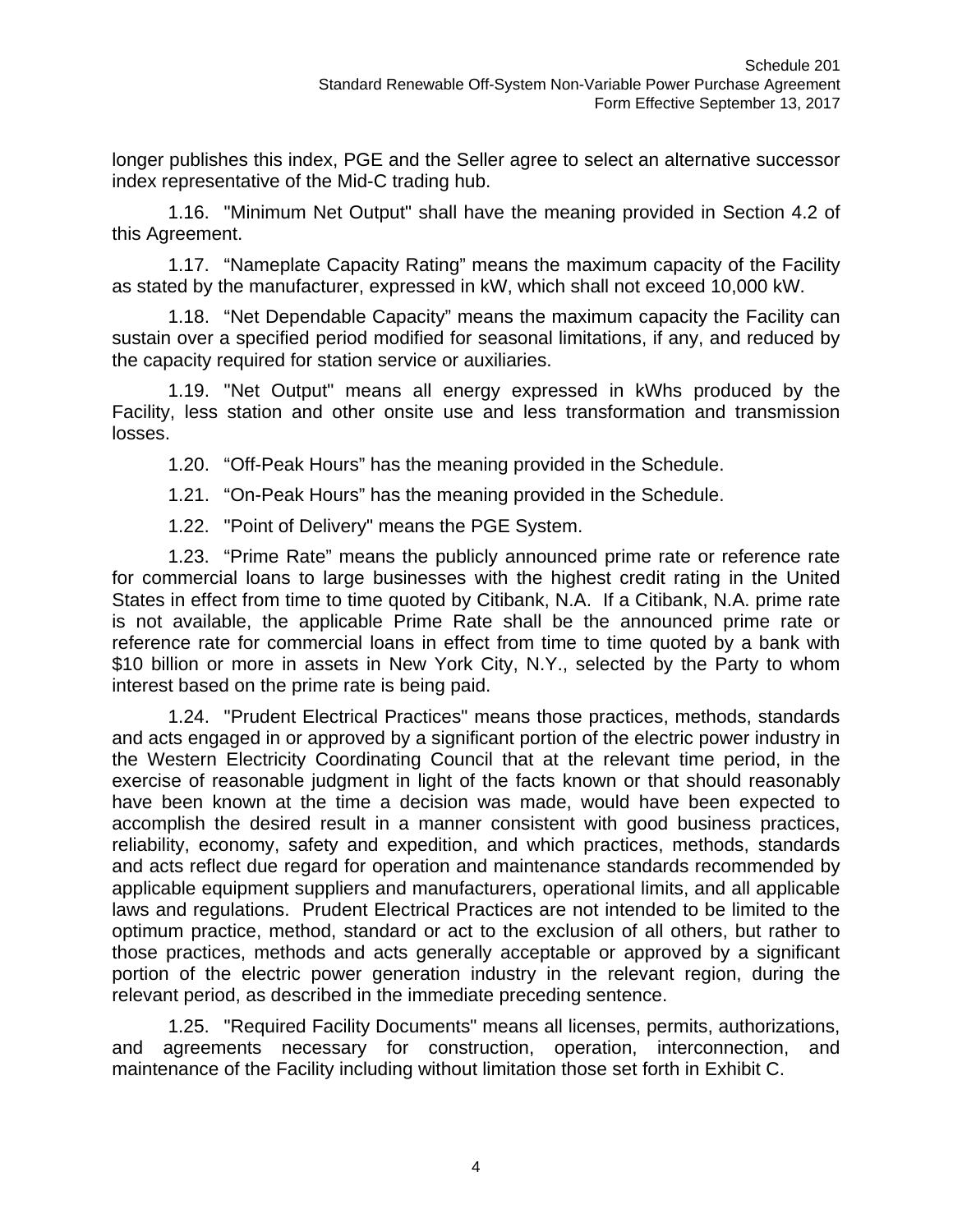longer publishes this index, PGE and the Seller agree to select an alternative successor index representative of the Mid-C trading hub.

1.16. "Minimum Net Output" shall have the meaning provided in Section 4.2 of this Agreement.

1.17. "Nameplate Capacity Rating" means the maximum capacity of the Facility as stated by the manufacturer, expressed in kW, which shall not exceed 10,000 kW.

1.18. "Net Dependable Capacity" means the maximum capacity the Facility can sustain over a specified period modified for seasonal limitations, if any, and reduced by the capacity required for station service or auxiliaries.

1.19. "Net Output" means all energy expressed in kWhs produced by the Facility, less station and other onsite use and less transformation and transmission losses.

1.20. "Off-Peak Hours" has the meaning provided in the Schedule.

1.21. "On-Peak Hours" has the meaning provided in the Schedule.

1.22. "Point of Delivery" means the PGE System.

1.23. "Prime Rate" means the publicly announced prime rate or reference rate for commercial loans to large businesses with the highest credit rating in the United States in effect from time to time quoted by Citibank, N.A. If a Citibank, N.A. prime rate is not available, the applicable Prime Rate shall be the announced prime rate or reference rate for commercial loans in effect from time to time quoted by a bank with $10 billion or more in assets in New York City, N.Y., selected by the Party to whom interest based on the prime rate is being paid.

1.24. "Prudent Electrical Practices" means those practices, methods, standards and acts engaged in or approved by a significant portion of the electric power industry in the Western Electricity Coordinating Council that at the relevant time period, in the exercise of reasonable judgment in light of the facts known or that should reasonably have been known at the time a decision was made, would have been expected to accomplish the desired result in a manner consistent with good business practices, reliability, economy, safety and expedition, and which practices, methods, standards and acts reflect due regard for operation and maintenance standards recommended by applicable equipment suppliers and manufacturers, operational limits, and all applicable laws and regulations. Prudent Electrical Practices are not intended to be limited to the optimum practice, method, standard or act to the exclusion of all others, but rather to those practices, methods and acts generally acceptable or approved by a significant portion of the electric power generation industry in the relevant region, during the relevant period, as described in the immediate preceding sentence.

1.25. "Required Facility Documents" means all licenses, permits, authorizations, and agreements necessary for construction, operation, interconnection, and maintenance of the Facility including without limitation those set forth in Exhibit C.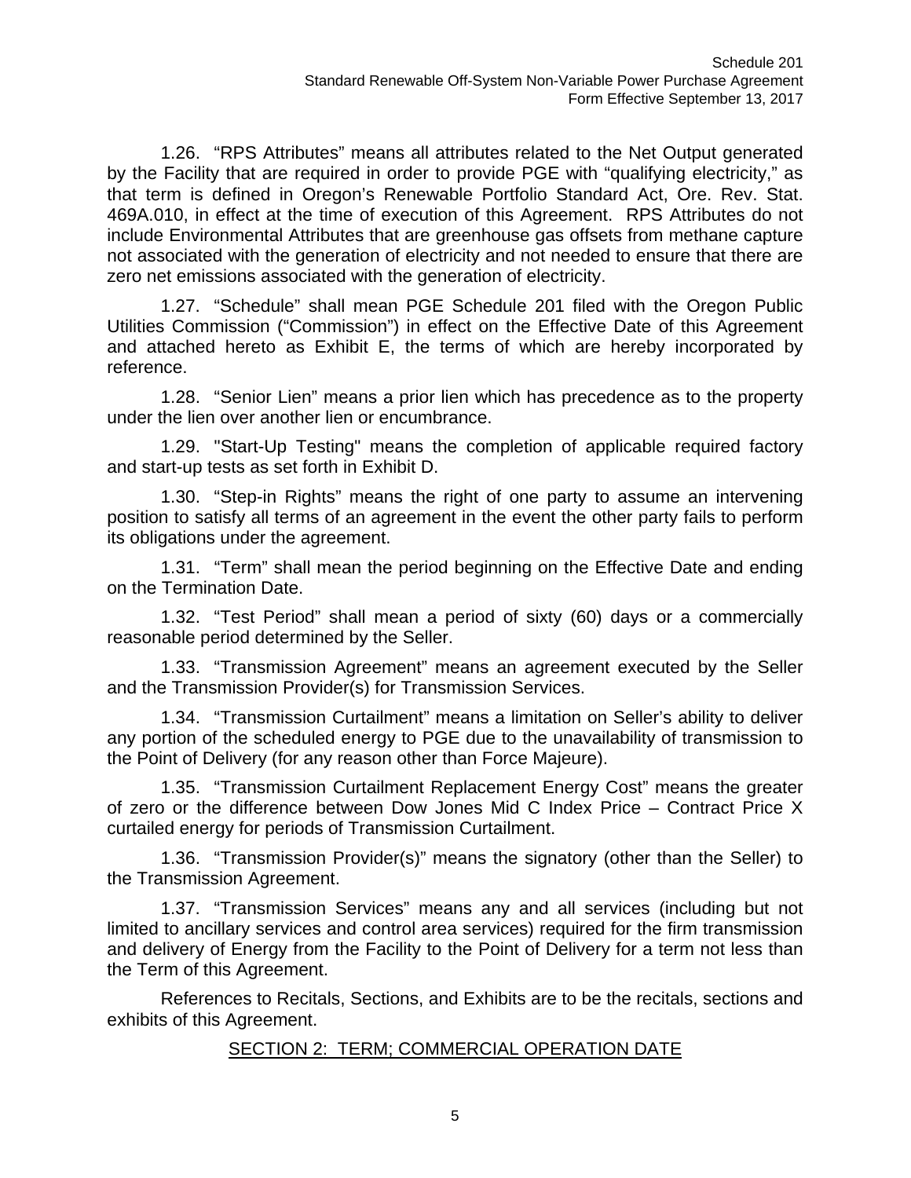1.26. "RPS Attributes" means all attributes related to the Net Output generated by the Facility that are required in order to provide PGE with "qualifying electricity," as that term is defined in Oregon's Renewable Portfolio Standard Act, Ore. Rev. Stat. 469A.010, in effect at the time of execution of this Agreement. RPS Attributes do not include Environmental Attributes that are greenhouse gas offsets from methane capture not associated with the generation of electricity and not needed to ensure that there are zero net emissions associated with the generation of electricity.

1.27. "Schedule" shall mean PGE Schedule 201 filed with the Oregon Public Utilities Commission ("Commission") in effect on the Effective Date of this Agreement and attached hereto as Exhibit E, the terms of which are hereby incorporated by reference.

1.28. "Senior Lien" means a prior lien which has precedence as to the property under the lien over another lien or encumbrance.

1.29. "Start-Up Testing" means the completion of applicable required factory and start-up tests as set forth in Exhibit D.

1.30. "Step-in Rights" means the right of one party to assume an intervening position to satisfy all terms of an agreement in the event the other party fails to perform its obligations under the agreement.

1.31. "Term" shall mean the period beginning on the Effective Date and ending on the Termination Date.

1.32. "Test Period" shall mean a period of sixty (60) days or a commercially reasonable period determined by the Seller.

1.33. "Transmission Agreement" means an agreement executed by the Seller and the Transmission Provider(s) for Transmission Services.

1.34. "Transmission Curtailment" means a limitation on Seller's ability to deliver any portion of the scheduled energy to PGE due to the unavailability of transmission to the Point of Delivery (for any reason other than Force Majeure).

1.35. "Transmission Curtailment Replacement Energy Cost" means the greater of zero or the difference between Dow Jones Mid C Index Price – Contract Price X curtailed energy for periods of Transmission Curtailment.

1.36. "Transmission Provider(s)" means the signatory (other than the Seller) to the Transmission Agreement.

1.37. "Transmission Services" means any and all services (including but not limited to ancillary services and control area services) required for the firm transmission and delivery of Energy from the Facility to the Point of Delivery for a term not less than the Term of this Agreement.

References to Recitals, Sections, and Exhibits are to be the recitals, sections and exhibits of this Agreement.

## SECTION 2: TERM; COMMERCIAL OPERATION DATE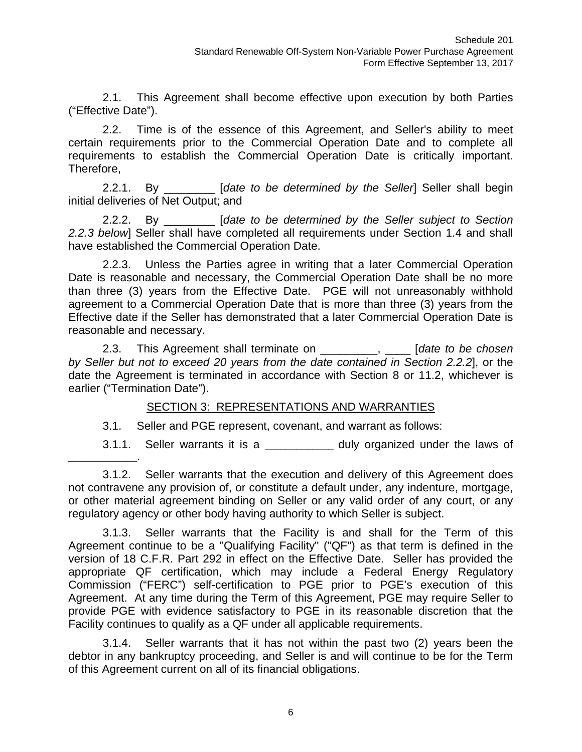2.1. This Agreement shall become effective upon execution by both Parties ("Effective Date").

2.2. Time is of the essence of this Agreement, and Seller's ability to meet certain requirements prior to the Commercial Operation Date and to complete all requirements to establish the Commercial Operation Date is critically important. Therefore,

2.2.1. By ________ [*date to be determined by the Seller*] Seller shall begin initial deliveries of Net Output; and

2.2.2. By ________ [*date to be determined by the Seller subject to Section 2.2.3 below*] Seller shall have completed all requirements under Section 1.4 and shall have established the Commercial Operation Date.

2.2.3. Unless the Parties agree in writing that a later Commercial Operation Date is reasonable and necessary, the Commercial Operation Date shall be no more than three (3) years from the Effective Date. PGE will not unreasonably withhold agreement to a Commercial Operation Date that is more than three (3) years from the Effective date if the Seller has demonstrated that a later Commercial Operation Date is reasonable and necessary.

2.3. This Agreement shall terminate on _________, ____ [*date to be chosen by Seller but not to exceed 20 years from the date contained in Section 2.2.2*], or the date the Agreement is terminated in accordance with Section 8 or 11.2, whichever is earlier ("Termination Date").

## SECTION 3: REPRESENTATIONS AND WARRANTIES

3.1. Seller and PGE represent, covenant, and warrant as follows:

3.1.1. Seller warrants it is a ___________ duly organized under the laws of ___________.

3.1.2. Seller warrants that the execution and delivery of this Agreement does not contravene any provision of, or constitute a default under, any indenture, mortgage, or other material agreement binding on Seller or any valid order of any court, or any regulatory agency or other body having authority to which Seller is subject.

3.1.3. Seller warrants that the Facility is and shall for the Term of this Agreement continue to be a "Qualifying Facility" ("QF") as that term is defined in the version of 18 C.F.R. Part 292 in effect on the Effective Date. Seller has provided the appropriate QF certification, which may include a Federal Energy Regulatory Commission ("FERC") self-certification to PGE prior to PGE's execution of this Agreement. At any time during the Term of this Agreement, PGE may require Seller to provide PGE with evidence satisfactory to PGE in its reasonable discretion that the Facility continues to qualify as a QF under all applicable requirements.

3.1.4. Seller warrants that it has not within the past two (2) years been the debtor in any bankruptcy proceeding, and Seller is and will continue to be for the Term of this Agreement current on all of its financial obligations.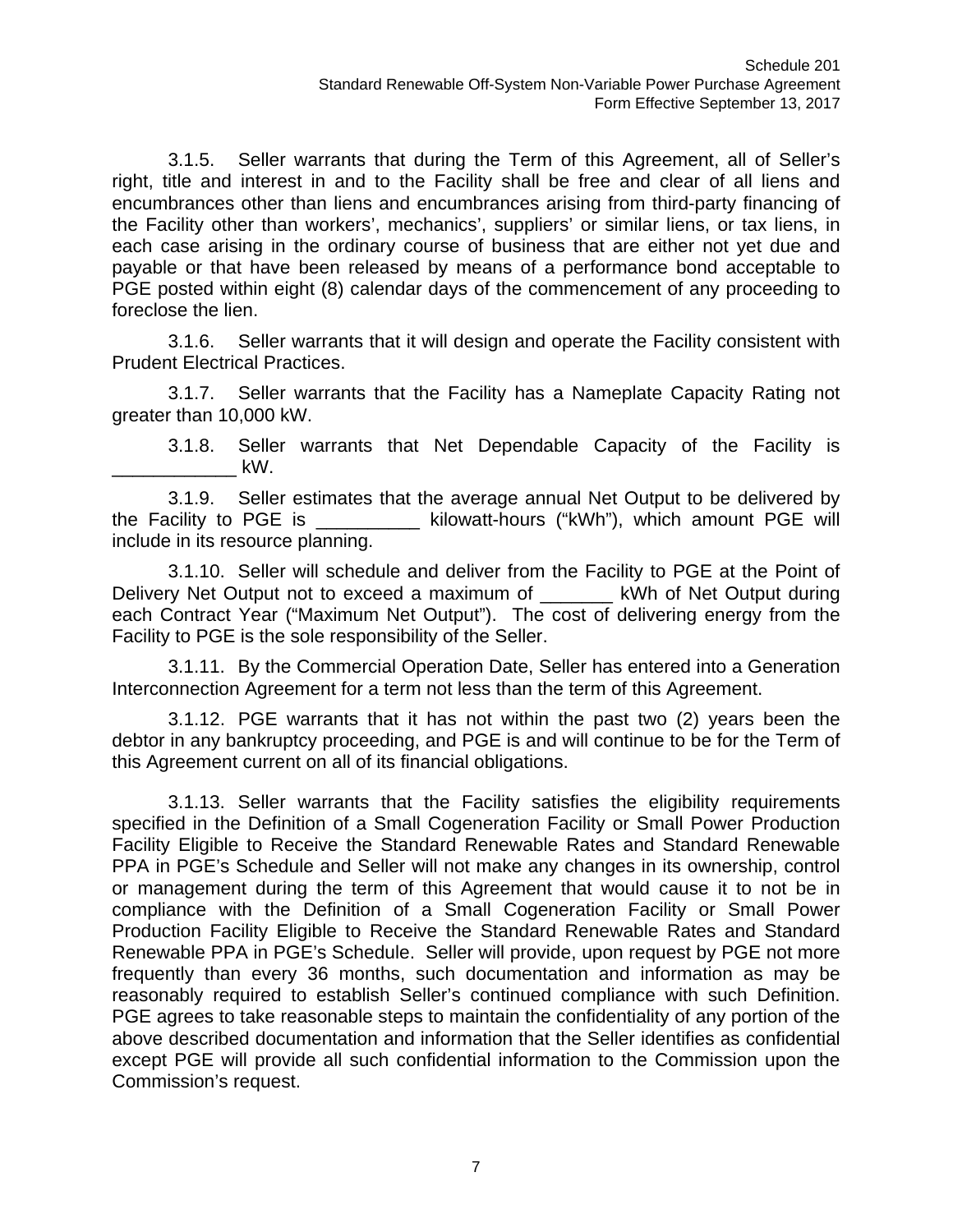3.1.5. Seller warrants that during the Term of this Agreement, all of Seller's right, title and interest in and to the Facility shall be free and clear of all liens and encumbrances other than liens and encumbrances arising from third-party financing of the Facility other than workers', mechanics', suppliers' or similar liens, or tax liens, in each case arising in the ordinary course of business that are either not yet due and payable or that have been released by means of a performance bond acceptable to PGE posted within eight (8) calendar days of the commencement of any proceeding to foreclose the lien.

3.1.6. Seller warrants that it will design and operate the Facility consistent with Prudent Electrical Practices.

3.1.7. Seller warrants that the Facility has a Nameplate Capacity Rating not greater than 10,000 kW.

3.1.8. Seller warrants that Net Dependable Capacity of the Facility is ____________ kW.

3.1.9. Seller estimates that the average annual Net Output to be delivered by the Facility to PGE is __________ kilowatt-hours ("kWh"), which amount PGE will include in its resource planning.

3.1.10. Seller will schedule and deliver from the Facility to PGE at the Point of Delivery Net Output not to exceed a maximum of _______ kWh of Net Output during each Contract Year ("Maximum Net Output"). The cost of delivering energy from the Facility to PGE is the sole responsibility of the Seller.

3.1.11. By the Commercial Operation Date, Seller has entered into a Generation Interconnection Agreement for a term not less than the term of this Agreement.

3.1.12. PGE warrants that it has not within the past two (2) years been the debtor in any bankruptcy proceeding, and PGE is and will continue to be for the Term of this Agreement current on all of its financial obligations.

3.1.13. Seller warrants that the Facility satisfies the eligibility requirements specified in the Definition of a Small Cogeneration Facility or Small Power Production Facility Eligible to Receive the Standard Renewable Rates and Standard Renewable PPA in PGE's Schedule and Seller will not make any changes in its ownership, control or management during the term of this Agreement that would cause it to not be in compliance with the Definition of a Small Cogeneration Facility or Small Power Production Facility Eligible to Receive the Standard Renewable Rates and Standard Renewable PPA in PGE's Schedule. Seller will provide, upon request by PGE not more frequently than every 36 months, such documentation and information as may be reasonably required to establish Seller's continued compliance with such Definition. PGE agrees to take reasonable steps to maintain the confidentiality of any portion of the above described documentation and information that the Seller identifies as confidential except PGE will provide all such confidential information to the Commission upon the Commission's request.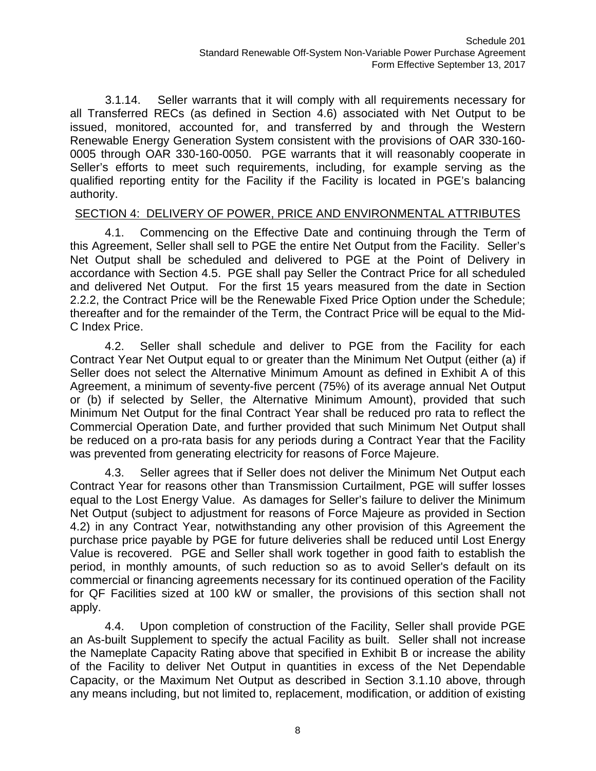3.1.14. Seller warrants that it will comply with all requirements necessary for all Transferred RECs (as defined in Section 4.6) associated with Net Output to be issued, monitored, accounted for, and transferred by and through the Western Renewable Energy Generation System consistent with the provisions of OAR 330-160-0005 through OAR 330-160-0050. PGE warrants that it will reasonably cooperate in Seller's efforts to meet such requirements, including, for example serving as the qualified reporting entity for the Facility if the Facility is located in PGE's balancing authority.

## SECTION 4: DELIVERY OF POWER, PRICE AND ENVIRONMENTAL ATTRIBUTES

4.1. Commencing on the Effective Date and continuing through the Term of this Agreement, Seller shall sell to PGE the entire Net Output from the Facility. Seller's Net Output shall be scheduled and delivered to PGE at the Point of Delivery in accordance with Section 4.5. PGE shall pay Seller the Contract Price for all scheduled and delivered Net Output. For the first 15 years measured from the date in Section 2.2.2, the Contract Price will be the Renewable Fixed Price Option under the Schedule; thereafter and for the remainder of the Term, the Contract Price will be equal to the Mid-C Index Price.

4.2. Seller shall schedule and deliver to PGE from the Facility for each Contract Year Net Output equal to or greater than the Minimum Net Output (either (a) if Seller does not select the Alternative Minimum Amount as defined in Exhibit A of this Agreement, a minimum of seventy-five percent (75%) of its average annual Net Output or (b) if selected by Seller, the Alternative Minimum Amount), provided that such Minimum Net Output for the final Contract Year shall be reduced pro rata to reflect the Commercial Operation Date, and further provided that such Minimum Net Output shall be reduced on a pro-rata basis for any periods during a Contract Year that the Facility was prevented from generating electricity for reasons of Force Majeure.

4.3. Seller agrees that if Seller does not deliver the Minimum Net Output each Contract Year for reasons other than Transmission Curtailment, PGE will suffer losses equal to the Lost Energy Value. As damages for Seller's failure to deliver the Minimum Net Output (subject to adjustment for reasons of Force Majeure as provided in Section 4.2) in any Contract Year, notwithstanding any other provision of this Agreement the purchase price payable by PGE for future deliveries shall be reduced until Lost Energy Value is recovered. PGE and Seller shall work together in good faith to establish the period, in monthly amounts, of such reduction so as to avoid Seller's default on its commercial or financing agreements necessary for its continued operation of the Facility for QF Facilities sized at 100 kW or smaller, the provisions of this section shall not apply.

4.4. Upon completion of construction of the Facility, Seller shall provide PGE an As-built Supplement to specify the actual Facility as built. Seller shall not increase the Nameplate Capacity Rating above that specified in Exhibit B or increase the ability of the Facility to deliver Net Output in quantities in excess of the Net Dependable Capacity, or the Maximum Net Output as described in Section 3.1.10 above, through any means including, but not limited to, replacement, modification, or addition of existing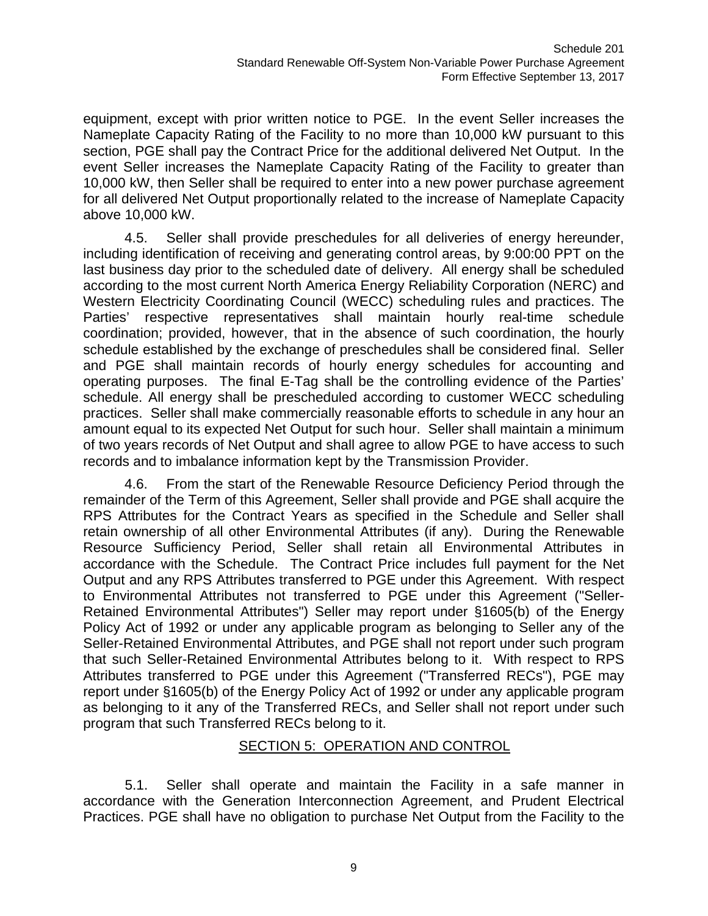equipment, except with prior written notice to PGE. In the event Seller increases the Nameplate Capacity Rating of the Facility to no more than 10,000 kW pursuant to this section, PGE shall pay the Contract Price for the additional delivered Net Output. In the event Seller increases the Nameplate Capacity Rating of the Facility to greater than 10,000 kW, then Seller shall be required to enter into a new power purchase agreement for all delivered Net Output proportionally related to the increase of Nameplate Capacity above 10,000 kW.

4.5. Seller shall provide preschedules for all deliveries of energy hereunder, including identification of receiving and generating control areas, by 9:00:00 PPT on the last business day prior to the scheduled date of delivery. All energy shall be scheduled according to the most current North America Energy Reliability Corporation (NERC) and Western Electricity Coordinating Council (WECC) scheduling rules and practices. The Parties' respective representatives shall maintain hourly real-time schedule coordination; provided, however, that in the absence of such coordination, the hourly schedule established by the exchange of preschedules shall be considered final. Seller and PGE shall maintain records of hourly energy schedules for accounting and operating purposes. The final E-Tag shall be the controlling evidence of the Parties' schedule. All energy shall be prescheduled according to customer WECC scheduling practices. Seller shall make commercially reasonable efforts to schedule in any hour an amount equal to its expected Net Output for such hour. Seller shall maintain a minimum of two years records of Net Output and shall agree to allow PGE to have access to such records and to imbalance information kept by the Transmission Provider.

4.6. From the start of the Renewable Resource Deficiency Period through the remainder of the Term of this Agreement, Seller shall provide and PGE shall acquire the RPS Attributes for the Contract Years as specified in the Schedule and Seller shall retain ownership of all other Environmental Attributes (if any). During the Renewable Resource Sufficiency Period, Seller shall retain all Environmental Attributes in accordance with the Schedule. The Contract Price includes full payment for the Net Output and any RPS Attributes transferred to PGE under this Agreement. With respect to Environmental Attributes not transferred to PGE under this Agreement ("Seller-Retained Environmental Attributes") Seller may report under §1605(b) of the Energy Policy Act of 1992 or under any applicable program as belonging to Seller any of the Seller-Retained Environmental Attributes, and PGE shall not report under such program that such Seller-Retained Environmental Attributes belong to it. With respect to RPS Attributes transferred to PGE under this Agreement ("Transferred RECs"), PGE may report under §1605(b) of the Energy Policy Act of 1992 or under any applicable program as belonging to it any of the Transferred RECs, and Seller shall not report under such program that such Transferred RECs belong to it.

## SECTION 5: OPERATION AND CONTROL

5.1. Seller shall operate and maintain the Facility in a safe manner in accordance with the Generation Interconnection Agreement, and Prudent Electrical Practices. PGE shall have no obligation to purchase Net Output from the Facility to the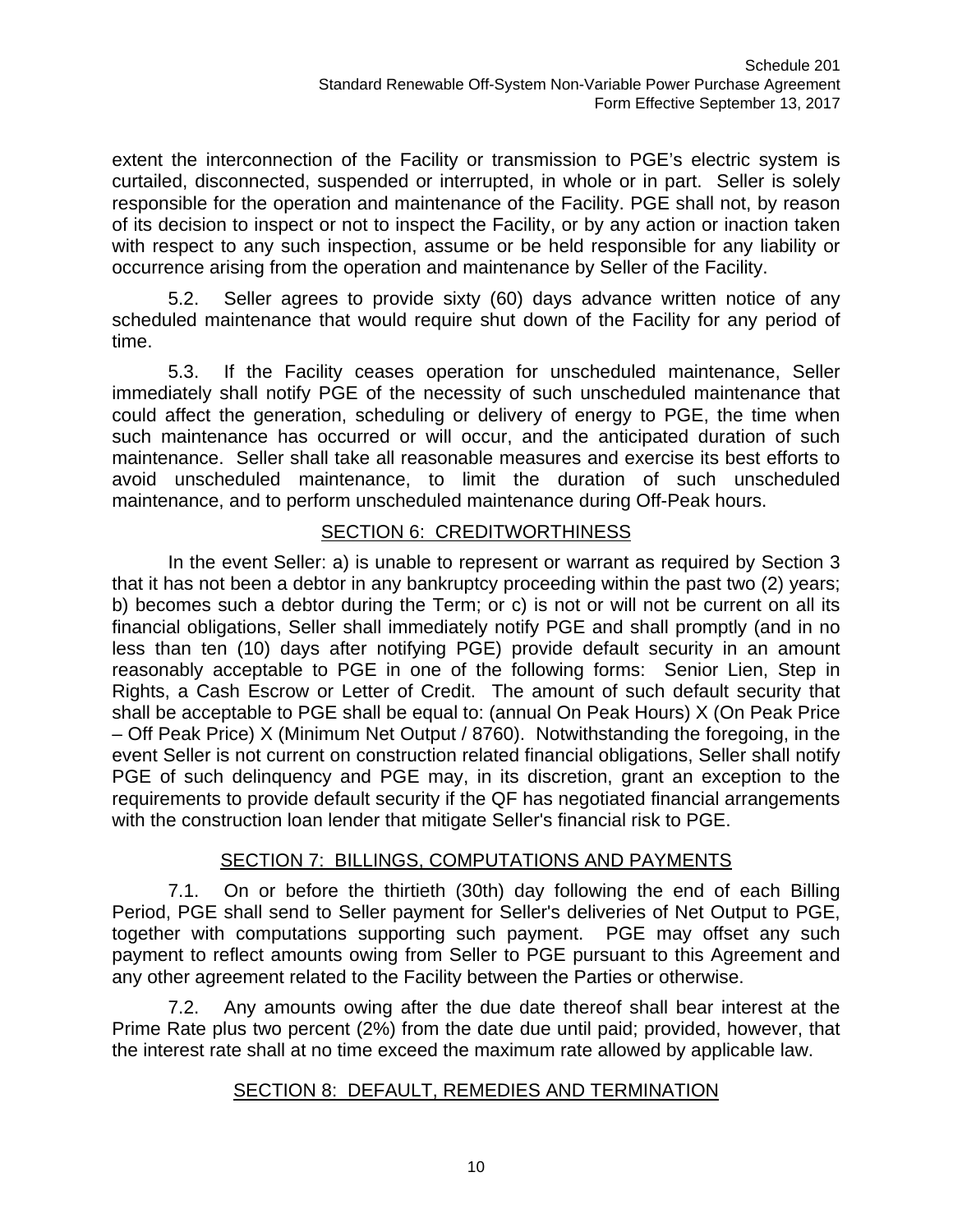extent the interconnection of the Facility or transmission to PGE's electric system is curtailed, disconnected, suspended or interrupted, in whole or in part. Seller is solely responsible for the operation and maintenance of the Facility. PGE shall not, by reason of its decision to inspect or not to inspect the Facility, or by any action or inaction taken with respect to any such inspection, assume or be held responsible for any liability or occurrence arising from the operation and maintenance by Seller of the Facility.

5.2. Seller agrees to provide sixty (60) days advance written notice of any scheduled maintenance that would require shut down of the Facility for any period of time.

5.3. If the Facility ceases operation for unscheduled maintenance, Seller immediately shall notify PGE of the necessity of such unscheduled maintenance that could affect the generation, scheduling or delivery of energy to PGE, the time when such maintenance has occurred or will occur, and the anticipated duration of such maintenance. Seller shall take all reasonable measures and exercise its best efforts to avoid unscheduled maintenance, to limit the duration of such unscheduled maintenance, and to perform unscheduled maintenance during Off-Peak hours.

## SECTION 6: CREDITWORTHINESS

In the event Seller: a) is unable to represent or warrant as required by Section 3 that it has not been a debtor in any bankruptcy proceeding within the past two (2) years; b) becomes such a debtor during the Term; or c) is not or will not be current on all its financial obligations, Seller shall immediately notify PGE and shall promptly (and in no less than ten (10) days after notifying PGE) provide default security in an amount reasonably acceptable to PGE in one of the following forms: Senior Lien, Step in Rights, a Cash Escrow or Letter of Credit. The amount of such default security that shall be acceptable to PGE shall be equal to: (annual On Peak Hours) X (On Peak Price – Off Peak Price) X (Minimum Net Output / 8760). Notwithstanding the foregoing, in the event Seller is not current on construction related financial obligations, Seller shall notify PGE of such delinquency and PGE may, in its discretion, grant an exception to the requirements to provide default security if the QF has negotiated financial arrangements with the construction loan lender that mitigate Seller's financial risk to PGE.

## SECTION 7: BILLINGS, COMPUTATIONS AND PAYMENTS

7.1. On or before the thirtieth (30th) day following the end of each Billing Period, PGE shall send to Seller payment for Seller's deliveries of Net Output to PGE, together with computations supporting such payment. PGE may offset any such payment to reflect amounts owing from Seller to PGE pursuant to this Agreement and any other agreement related to the Facility between the Parties or otherwise.

7.2. Any amounts owing after the due date thereof shall bear interest at the Prime Rate plus two percent (2%) from the date due until paid; provided, however, that the interest rate shall at no time exceed the maximum rate allowed by applicable law.

## SECTION 8: DEFAULT, REMEDIES AND TERMINATION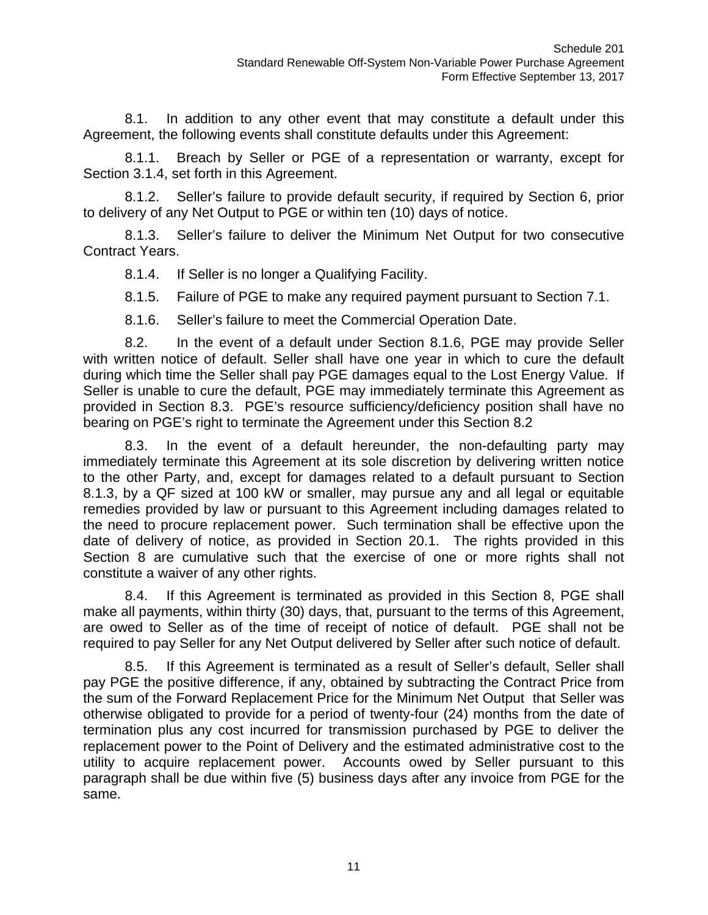8.1. In addition to any other event that may constitute a default under this Agreement, the following events shall constitute defaults under this Agreement:

8.1.1. Breach by Seller or PGE of a representation or warranty, except for Section 3.1.4, set forth in this Agreement.

8.1.2. Seller's failure to provide default security, if required by Section 6, prior to delivery of any Net Output to PGE or within ten (10) days of notice.

8.1.3. Seller's failure to deliver the Minimum Net Output for two consecutive Contract Years.

8.1.4. If Seller is no longer a Qualifying Facility.

8.1.5. Failure of PGE to make any required payment pursuant to Section 7.1.

8.1.6. Seller's failure to meet the Commercial Operation Date.

8.2. In the event of a default under Section 8.1.6, PGE may provide Seller with written notice of default. Seller shall have one year in which to cure the default during which time the Seller shall pay PGE damages equal to the Lost Energy Value. If Seller is unable to cure the default, PGE may immediately terminate this Agreement as provided in Section 8.3. PGE's resource sufficiency/deficiency position shall have no bearing on PGE's right to terminate the Agreement under this Section 8.2

8.3. In the event of a default hereunder, the non-defaulting party may immediately terminate this Agreement at its sole discretion by delivering written notice to the other Party, and, except for damages related to a default pursuant to Section 8.1.3, by a QF sized at 100 kW or smaller, may pursue any and all legal or equitable remedies provided by law or pursuant to this Agreement including damages related to the need to procure replacement power. Such termination shall be effective upon the date of delivery of notice, as provided in Section 20.1. The rights provided in this Section 8 are cumulative such that the exercise of one or more rights shall not constitute a waiver of any other rights.

8.4. If this Agreement is terminated as provided in this Section 8, PGE shall make all payments, within thirty (30) days, that, pursuant to the terms of this Agreement, are owed to Seller as of the time of receipt of notice of default. PGE shall not be required to pay Seller for any Net Output delivered by Seller after such notice of default.

8.5. If this Agreement is terminated as a result of Seller's default, Seller shall pay PGE the positive difference, if any, obtained by subtracting the Contract Price from the sum of the Forward Replacement Price for the Minimum Net Output that Seller was otherwise obligated to provide for a period of twenty-four (24) months from the date of termination plus any cost incurred for transmission purchased by PGE to deliver the replacement power to the Point of Delivery and the estimated administrative cost to the utility to acquire replacement power. Accounts owed by Seller pursuant to this paragraph shall be due within five (5) business days after any invoice from PGE for the same.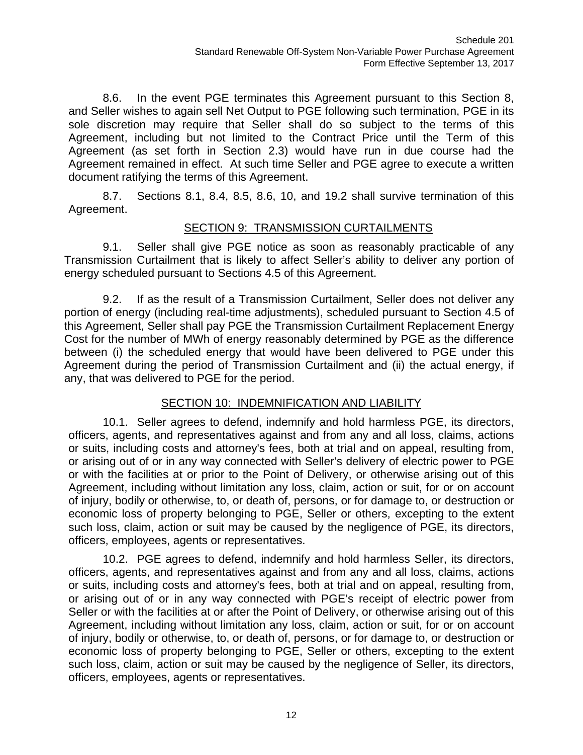8.6. In the event PGE terminates this Agreement pursuant to this Section 8, and Seller wishes to again sell Net Output to PGE following such termination, PGE in its sole discretion may require that Seller shall do so subject to the terms of this Agreement, including but not limited to the Contract Price until the Term of this Agreement (as set forth in Section 2.3) would have run in due course had the Agreement remained in effect. At such time Seller and PGE agree to execute a written document ratifying the terms of this Agreement.

8.7. Sections 8.1, 8.4, 8.5, 8.6, 10, and 19.2 shall survive termination of this Agreement.

## SECTION 9: TRANSMISSION CURTAILMENTS

9.1. Seller shall give PGE notice as soon as reasonably practicable of any Transmission Curtailment that is likely to affect Seller's ability to deliver any portion of energy scheduled pursuant to Sections 4.5 of this Agreement.

9.2. If as the result of a Transmission Curtailment, Seller does not deliver any portion of energy (including real-time adjustments), scheduled pursuant to Section 4.5 of this Agreement, Seller shall pay PGE the Transmission Curtailment Replacement Energy Cost for the number of MWh of energy reasonably determined by PGE as the difference between (i) the scheduled energy that would have been delivered to PGE under this Agreement during the period of Transmission Curtailment and (ii) the actual energy, if any, that was delivered to PGE for the period.

## SECTION 10: INDEMNIFICATION AND LIABILITY

10.1. Seller agrees to defend, indemnify and hold harmless PGE, its directors, officers, agents, and representatives against and from any and all loss, claims, actions or suits, including costs and attorney's fees, both at trial and on appeal, resulting from, or arising out of or in any way connected with Seller's delivery of electric power to PGE or with the facilities at or prior to the Point of Delivery, or otherwise arising out of this Agreement, including without limitation any loss, claim, action or suit, for or on account of injury, bodily or otherwise, to, or death of, persons, or for damage to, or destruction or economic loss of property belonging to PGE, Seller or others, excepting to the extent such loss, claim, action or suit may be caused by the negligence of PGE, its directors, officers, employees, agents or representatives.

10.2. PGE agrees to defend, indemnify and hold harmless Seller, its directors, officers, agents, and representatives against and from any and all loss, claims, actions or suits, including costs and attorney's fees, both at trial and on appeal, resulting from, or arising out of or in any way connected with PGE's receipt of electric power from Seller or with the facilities at or after the Point of Delivery, or otherwise arising out of this Agreement, including without limitation any loss, claim, action or suit, for or on account of injury, bodily or otherwise, to, or death of, persons, or for damage to, or destruction or economic loss of property belonging to PGE, Seller or others, excepting to the extent such loss, claim, action or suit may be caused by the negligence of Seller, its directors, officers, employees, agents or representatives.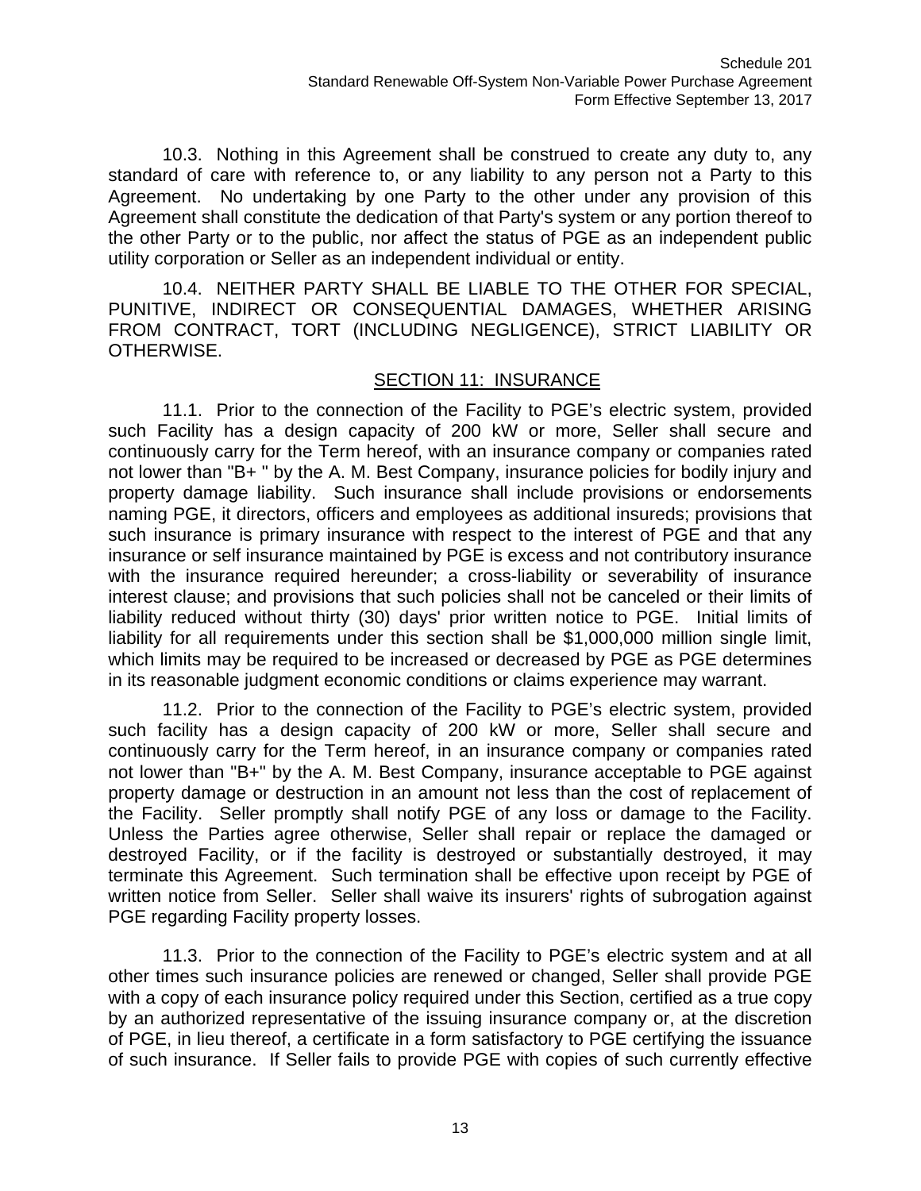10.3. Nothing in this Agreement shall be construed to create any duty to, any standard of care with reference to, or any liability to any person not a Party to this Agreement. No undertaking by one Party to the other under any provision of this Agreement shall constitute the dedication of that Party's system or any portion thereof to the other Party or to the public, nor affect the status of PGE as an independent public utility corporation or Seller as an independent individual or entity.

10.4. NEITHER PARTY SHALL BE LIABLE TO THE OTHER FOR SPECIAL, PUNITIVE, INDIRECT OR CONSEQUENTIAL DAMAGES, WHETHER ARISING FROM CONTRACT, TORT (INCLUDING NEGLIGENCE), STRICT LIABILITY OR OTHERWISE.

## SECTION 11: INSURANCE

11.1. Prior to the connection of the Facility to PGE's electric system, provided such Facility has a design capacity of 200 kW or more, Seller shall secure and continuously carry for the Term hereof, with an insurance company or companies rated not lower than "B+ " by the A. M. Best Company, insurance policies for bodily injury and property damage liability. Such insurance shall include provisions or endorsements naming PGE, it directors, officers and employees as additional insureds; provisions that such insurance is primary insurance with respect to the interest of PGE and that any insurance or self insurance maintained by PGE is excess and not contributory insurance with the insurance required hereunder; a cross-liability or severability of insurance interest clause; and provisions that such policies shall not be canceled or their limits of liability reduced without thirty (30) days' prior written notice to PGE. Initial limits of liability for all requirements under this section shall be $1,000,000 million single limit, which limits may be required to be increased or decreased by PGE as PGE determines in its reasonable judgment economic conditions or claims experience may warrant.

11.2. Prior to the connection of the Facility to PGE's electric system, provided such facility has a design capacity of 200 kW or more, Seller shall secure and continuously carry for the Term hereof, in an insurance company or companies rated not lower than "B+" by the A. M. Best Company, insurance acceptable to PGE against property damage or destruction in an amount not less than the cost of replacement of the Facility. Seller promptly shall notify PGE of any loss or damage to the Facility. Unless the Parties agree otherwise, Seller shall repair or replace the damaged or destroyed Facility, or if the facility is destroyed or substantially destroyed, it may terminate this Agreement. Such termination shall be effective upon receipt by PGE of written notice from Seller. Seller shall waive its insurers' rights of subrogation against PGE regarding Facility property losses.

11.3. Prior to the connection of the Facility to PGE's electric system and at all other times such insurance policies are renewed or changed, Seller shall provide PGE with a copy of each insurance policy required under this Section, certified as a true copy by an authorized representative of the issuing insurance company or, at the discretion of PGE, in lieu thereof, a certificate in a form satisfactory to PGE certifying the issuance of such insurance. If Seller fails to provide PGE with copies of such currently effective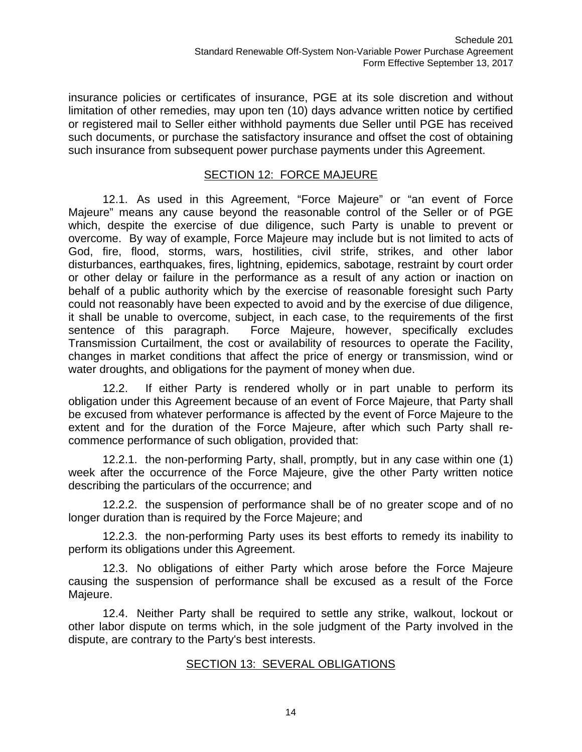insurance policies or certificates of insurance, PGE at its sole discretion and without limitation of other remedies, may upon ten (10) days advance written notice by certified or registered mail to Seller either withhold payments due Seller until PGE has received such documents, or purchase the satisfactory insurance and offset the cost of obtaining such insurance from subsequent power purchase payments under this Agreement.

## SECTION 12: FORCE MAJEURE

12.1. As used in this Agreement, "Force Majeure" or "an event of Force Majeure" means any cause beyond the reasonable control of the Seller or of PGE which, despite the exercise of due diligence, such Party is unable to prevent or overcome. By way of example, Force Majeure may include but is not limited to acts of God, fire, flood, storms, wars, hostilities, civil strife, strikes, and other labor disturbances, earthquakes, fires, lightning, epidemics, sabotage, restraint by court order or other delay or failure in the performance as a result of any action or inaction on behalf of a public authority which by the exercise of reasonable foresight such Party could not reasonably have been expected to avoid and by the exercise of due diligence, it shall be unable to overcome, subject, in each case, to the requirements of the first sentence of this paragraph. Force Majeure, however, specifically excludes Transmission Curtailment, the cost or availability of resources to operate the Facility, changes in market conditions that affect the price of energy or transmission, wind or water droughts, and obligations for the payment of money when due.

12.2. If either Party is rendered wholly or in part unable to perform its obligation under this Agreement because of an event of Force Majeure, that Party shall be excused from whatever performance is affected by the event of Force Majeure to the extent and for the duration of the Force Majeure, after which such Party shall re-commence performance of such obligation, provided that:

12.2.1. the non-performing Party, shall, promptly, but in any case within one (1) week after the occurrence of the Force Majeure, give the other Party written notice describing the particulars of the occurrence; and

12.2.2. the suspension of performance shall be of no greater scope and of no longer duration than is required by the Force Majeure; and

12.2.3. the non-performing Party uses its best efforts to remedy its inability to perform its obligations under this Agreement.

12.3. No obligations of either Party which arose before the Force Majeure causing the suspension of performance shall be excused as a result of the Force Majeure.

12.4. Neither Party shall be required to settle any strike, walkout, lockout or other labor dispute on terms which, in the sole judgment of the Party involved in the dispute, are contrary to the Party's best interests.

## SECTION 13: SEVERAL OBLIGATIONS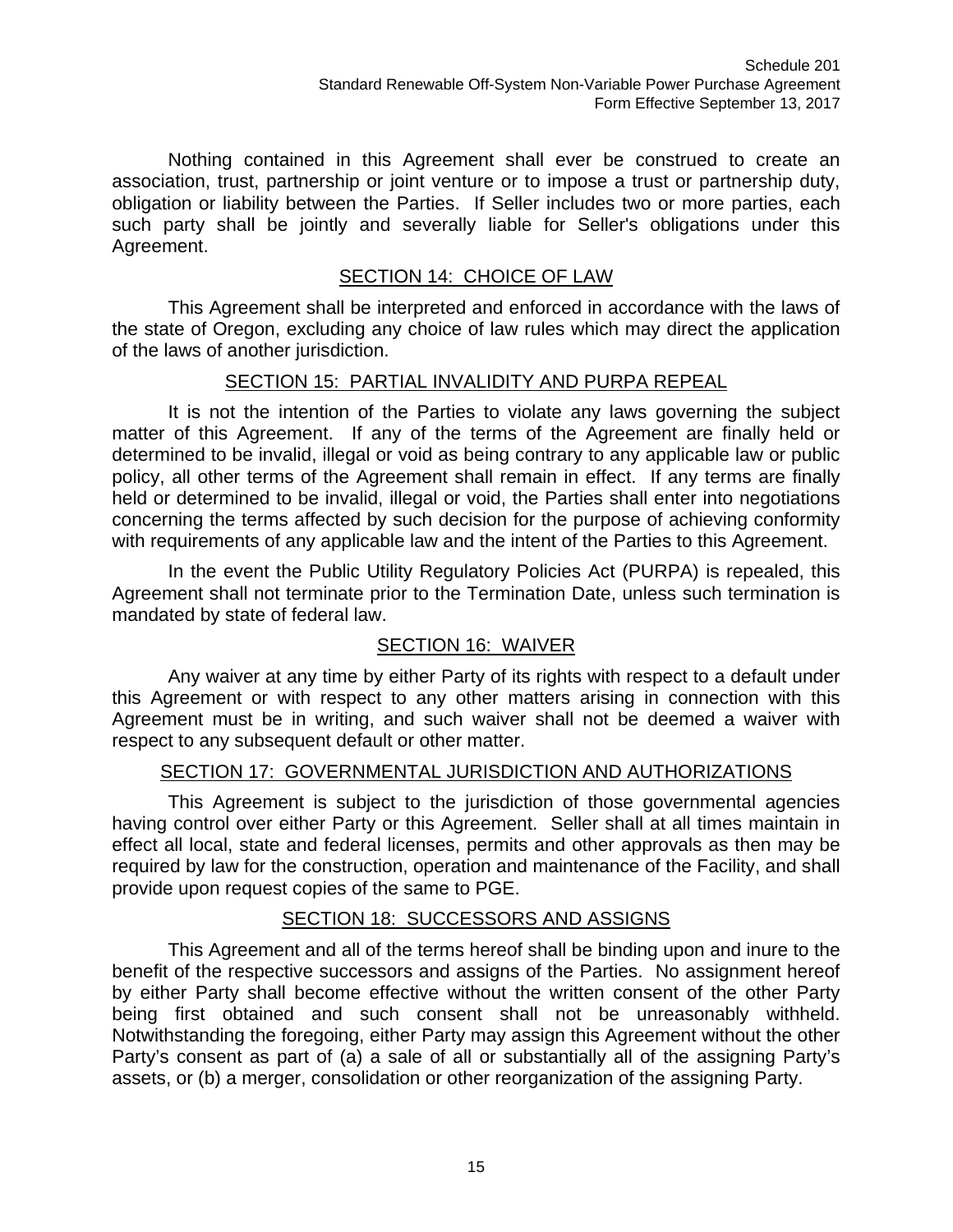Nothing contained in this Agreement shall ever be construed to create an association, trust, partnership or joint venture or to impose a trust or partnership duty, obligation or liability between the Parties. If Seller includes two or more parties, each such party shall be jointly and severally liable for Seller's obligations under this Agreement.

## SECTION 14: CHOICE OF LAW

This Agreement shall be interpreted and enforced in accordance with the laws of the state of Oregon, excluding any choice of law rules which may direct the application of the laws of another jurisdiction.

## SECTION 15: PARTIAL INVALIDITY AND PURPA REPEAL

It is not the intention of the Parties to violate any laws governing the subject matter of this Agreement. If any of the terms of the Agreement are finally held or determined to be invalid, illegal or void as being contrary to any applicable law or public policy, all other terms of the Agreement shall remain in effect. If any terms are finally held or determined to be invalid, illegal or void, the Parties shall enter into negotiations concerning the terms affected by such decision for the purpose of achieving conformity with requirements of any applicable law and the intent of the Parties to this Agreement.

In the event the Public Utility Regulatory Policies Act (PURPA) is repealed, this Agreement shall not terminate prior to the Termination Date, unless such termination is mandated by state of federal law.

## SECTION 16: WAIVER

Any waiver at any time by either Party of its rights with respect to a default under this Agreement or with respect to any other matters arising in connection with this Agreement must be in writing, and such waiver shall not be deemed a waiver with respect to any subsequent default or other matter.

## SECTION 17: GOVERNMENTAL JURISDICTION AND AUTHORIZATIONS

This Agreement is subject to the jurisdiction of those governmental agencies having control over either Party or this Agreement. Seller shall at all times maintain in effect all local, state and federal licenses, permits and other approvals as then may be required by law for the construction, operation and maintenance of the Facility, and shall provide upon request copies of the same to PGE.

## SECTION 18: SUCCESSORS AND ASSIGNS

This Agreement and all of the terms hereof shall be binding upon and inure to the benefit of the respective successors and assigns of the Parties. No assignment hereof by either Party shall become effective without the written consent of the other Party being first obtained and such consent shall not be unreasonably withheld. Notwithstanding the foregoing, either Party may assign this Agreement without the other Party's consent as part of (a) a sale of all or substantially all of the assigning Party's assets, or (b) a merger, consolidation or other reorganization of the assigning Party.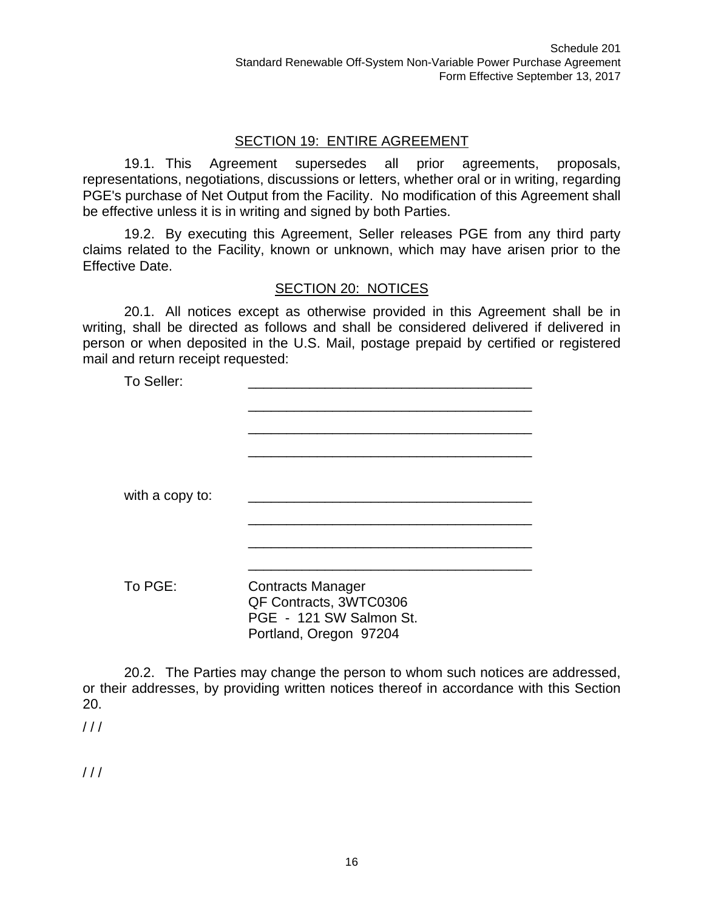## SECTION 19: ENTIRE AGREEMENT

19.1. This Agreement supersedes all prior agreements, proposals, representations, negotiations, discussions or letters, whether oral or in writing, regarding PGE's purchase of Net Output from the Facility. No modification of this Agreement shall be effective unless it is in writing and signed by both Parties.

19.2. By executing this Agreement, Seller releases PGE from any third party claims related to the Facility, known or unknown, which may have arisen prior to the Effective Date.

## SECTION 20: NOTICES

20.1. All notices except as otherwise provided in this Agreement shall be in writing, shall be directed as follows and shall be considered delivered if delivered in person or when deposited in the U.S. Mail, postage prepaid by certified or registered mail and return receipt requested:

To Seller: ______________________________________

______________________________________

______________________________________

______________________________________

with a copy to: ______________________________________

______________________________________

______________________________________

______________________________________

To PGE: Contracts Manager
QF Contracts, 3WTC0306
PGE - 121 SW Salmon St.
Portland, Oregon 97204

20.2. The Parties may change the person to whom such notices are addressed, or their addresses, by providing written notices thereof in accordance with this Section 20.

/ / /

/ / /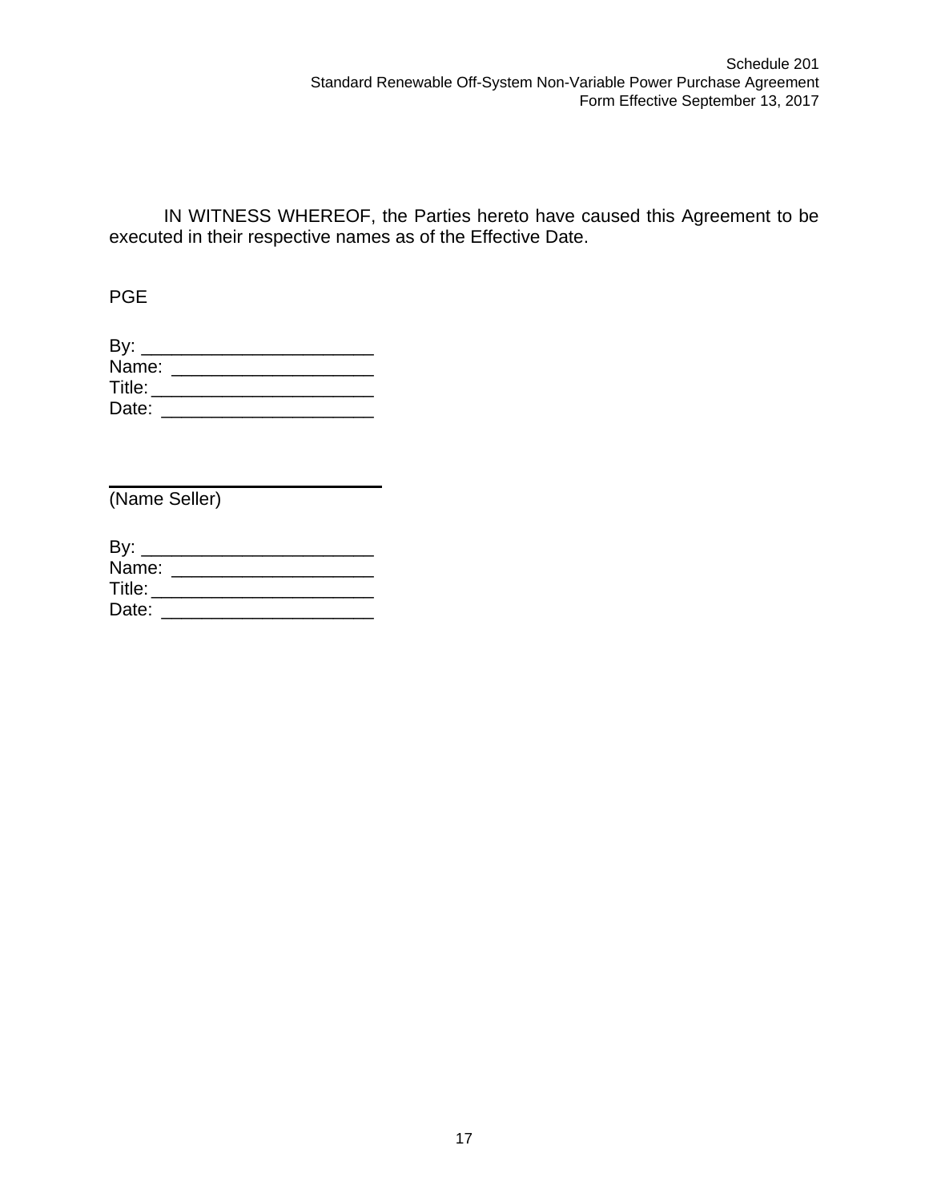IN WITNESS WHEREOF, the Parties hereto have caused this Agreement to be executed in their respective names as of the Effective Date.

PGE

By: _______________________
Name: ____________________
Title: ______________________
Date: _____________________

_____________________________
(Name Seller)

By: _______________________
Name: ____________________
Title: ______________________
Date: _____________________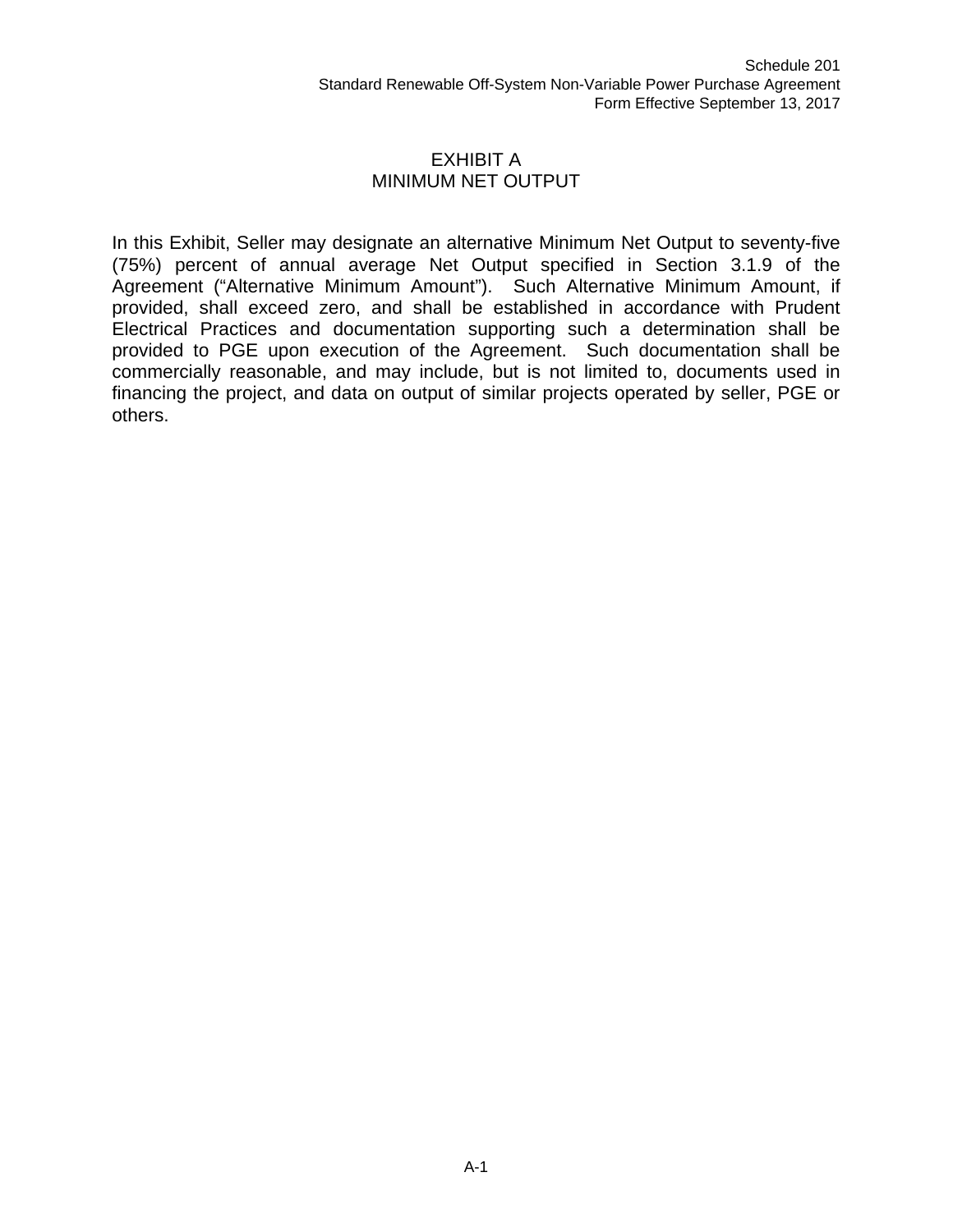# EXHIBIT A
## MINIMUM NET OUTPUT

In this Exhibit, Seller may designate an alternative Minimum Net Output to seventy-five (75%) percent of annual average Net Output specified in Section 3.1.9 of the Agreement ("Alternative Minimum Amount"). Such Alternative Minimum Amount, if provided, shall exceed zero, and shall be established in accordance with Prudent Electrical Practices and documentation supporting such a determination shall be provided to PGE upon execution of the Agreement. Such documentation shall be commercially reasonable, and may include, but is not limited to, documents used in financing the project, and data on output of similar projects operated by seller, PGE or others.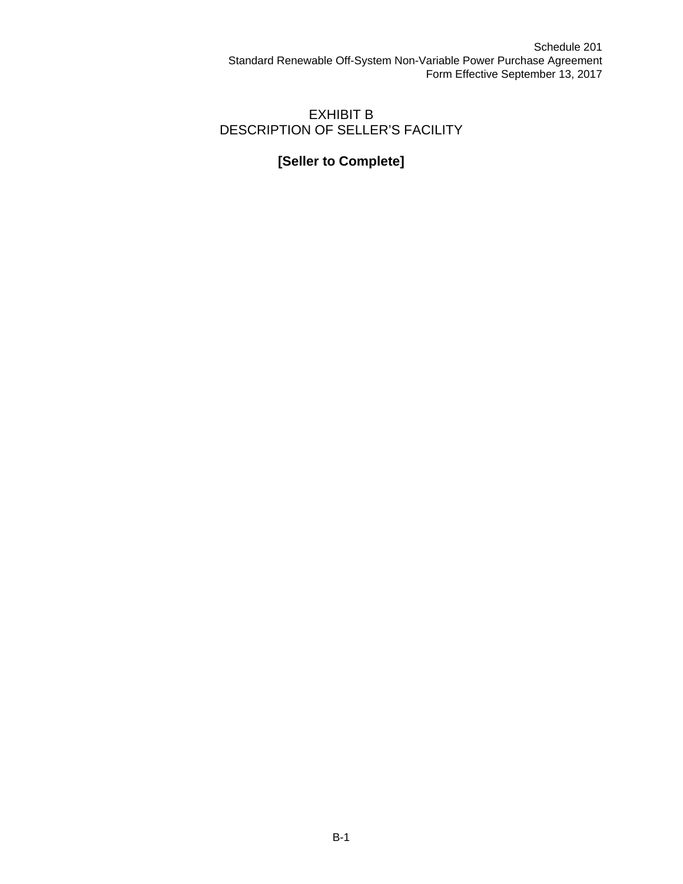# EXHIBIT B
# DESCRIPTION OF SELLER'S FACILITY

**[Seller to Complete]**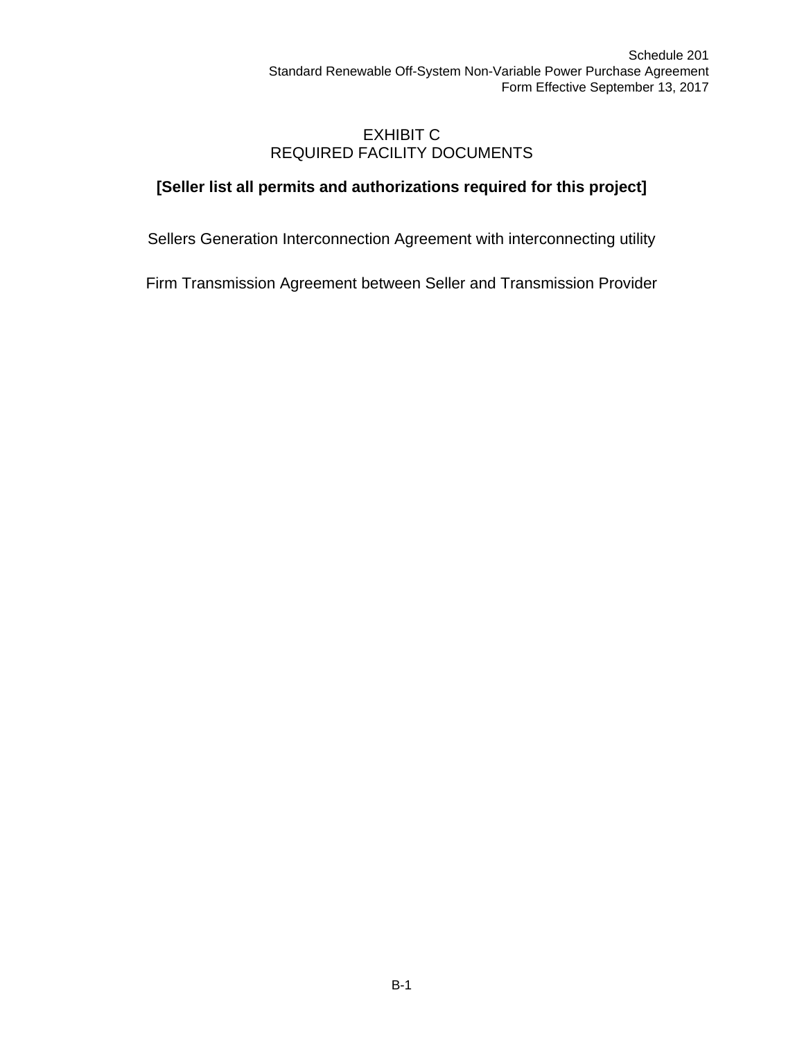# EXHIBIT C
# REQUIRED FACILITY DOCUMENTS

**[Seller list all permits and authorizations required for this project]**

Sellers Generation Interconnection Agreement with interconnecting utility

Firm Transmission Agreement between Seller and Transmission Provider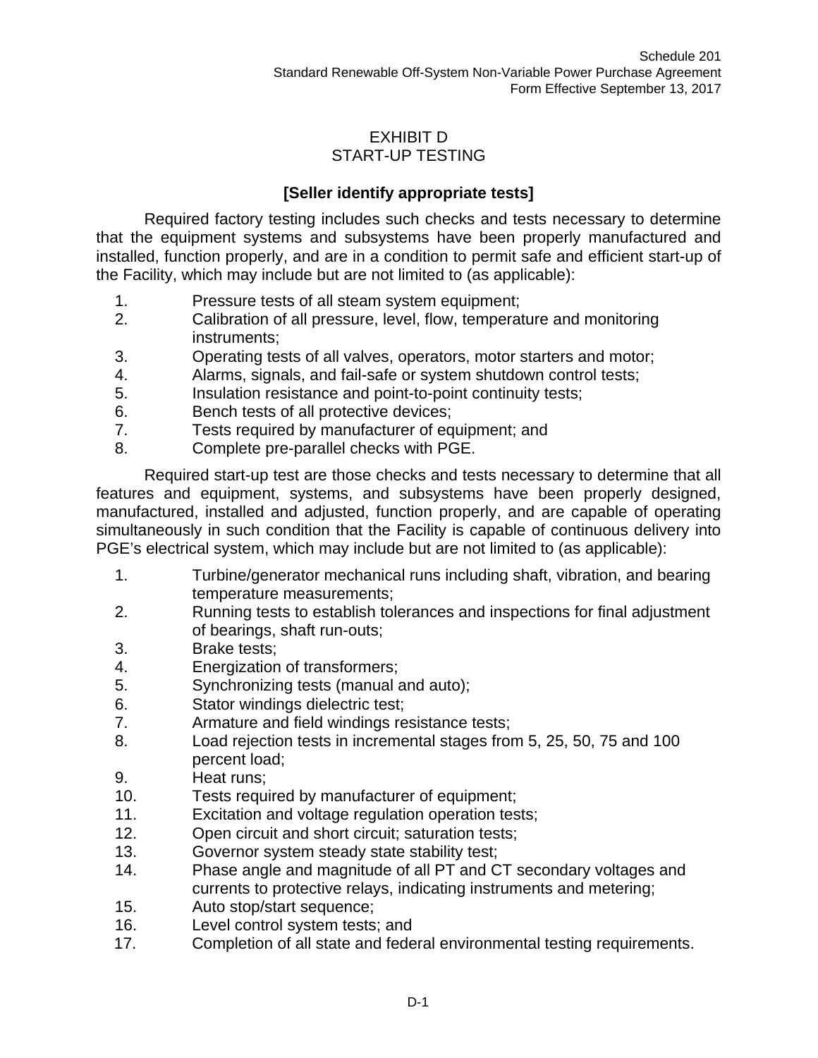# EXHIBIT D
# START-UP TESTING

**[Seller identify appropriate tests]**

Required factory testing includes such checks and tests necessary to determine that the equipment systems and subsystems have been properly manufactured and installed, function properly, and are in a condition to permit safe and efficient start-up of the Facility, which may include but are not limited to (as applicable):

1. Pressure tests of all steam system equipment;
2. Calibration of all pressure, level, flow, temperature and monitoring instruments;
3. Operating tests of all valves, operators, motor starters and motor;
4. Alarms, signals, and fail-safe or system shutdown control tests;
5. Insulation resistance and point-to-point continuity tests;
6. Bench tests of all protective devices;
7. Tests required by manufacturer of equipment; and
8. Complete pre-parallel checks with PGE.

Required start-up test are those checks and tests necessary to determine that all features and equipment, systems, and subsystems have been properly designed, manufactured, installed and adjusted, function properly, and are capable of operating simultaneously in such condition that the Facility is capable of continuous delivery into PGE's electrical system, which may include but are not limited to (as applicable):

1. Turbine/generator mechanical runs including shaft, vibration, and bearing temperature measurements;
2. Running tests to establish tolerances and inspections for final adjustment of bearings, shaft run-outs;
3. Brake tests;
4. Energization of transformers;
5. Synchronizing tests (manual and auto);
6. Stator windings dielectric test;
7. Armature and field windings resistance tests;
8. Load rejection tests in incremental stages from 5, 25, 50, 75 and 100 percent load;
9. Heat runs;
10. Tests required by manufacturer of equipment;
11. Excitation and voltage regulation operation tests;
12. Open circuit and short circuit; saturation tests;
13. Governor system steady state stability test;
14. Phase angle and magnitude of all PT and CT secondary voltages and currents to protective relays, indicating instruments and metering;
15. Auto stop/start sequence;
16. Level control system tests; and
17. Completion of all state and federal environmental testing requirements.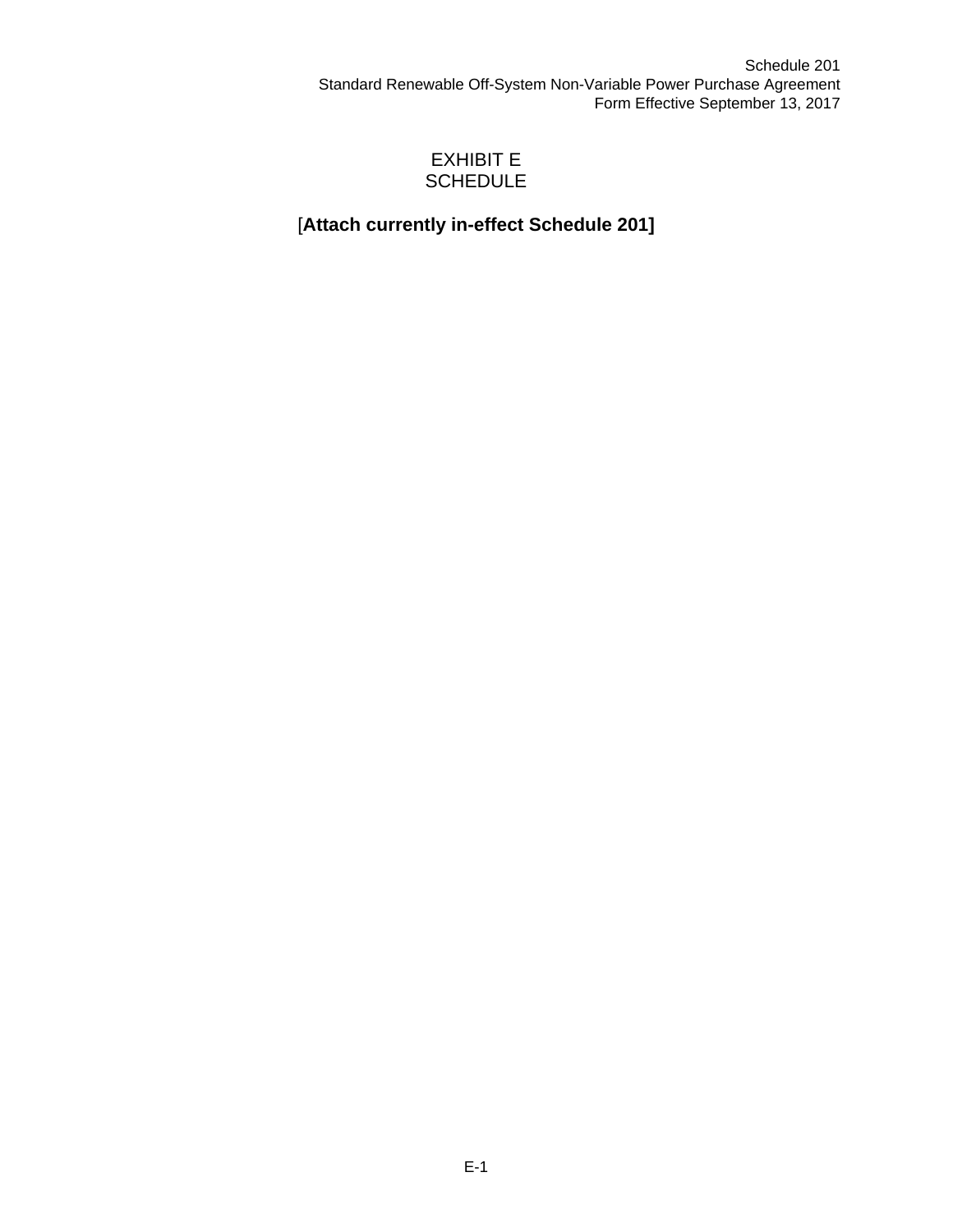# EXHIBIT E
# SCHEDULE

[**Attach currently in-effect Schedule 201]**